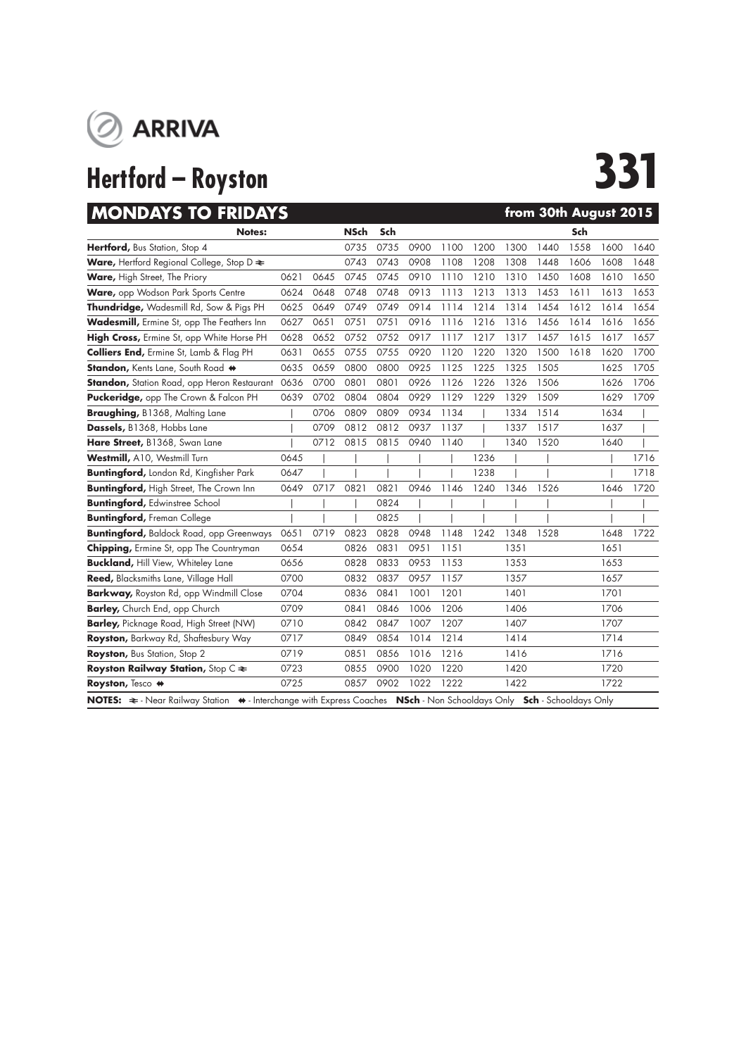ARRIVA

# Hertford – Royston

# 331

## MONDAYS TO FRIDAYS — from 30th August 2015

| Notes: | | | NSch | Sch | | | | | | Sch | | |
|---|---|---|---|---|---|---|---|---|---|---|---|---|
| **Hertford,** Bus Station, Stop 4 | | | 0735 | 0735 | 0900 | 1100 | 1200 | 1300 | 1440 | 1558 | 1600 | 1640 |
| **Ware,** Hertford Regional College, Stop D ⇌ | | | 0743 | 0743 | 0908 | 1108 | 1208 | 1308 | 1448 | 1606 | 1608 | 1648 |
| **Ware,** High Street, The Priory | 0621 | 0645 | 0745 | 0745 | 0910 | 1110 | 1210 | 1310 | 1450 | 1608 | 1610 | 1650 |
| **Ware,** opp Wodson Park Sports Centre | 0624 | 0648 | 0748 | 0748 | 0913 | 1113 | 1213 | 1313 | 1453 | 1611 | 1613 | 1653 |
| **Thundridge,** Wadesmill Rd, Sow & Pigs PH | 0625 | 0649 | 0749 | 0749 | 0914 | 1114 | 1214 | 1314 | 1454 | 1612 | 1614 | 1654 |
| **Wadesmill,** Ermine St, opp The Feathers Inn | 0627 | 0651 | 0751 | 0751 | 0916 | 1116 | 1216 | 1316 | 1456 | 1614 | 1616 | 1656 |
| **High Cross,** Ermine St, opp White Horse PH | 0628 | 0652 | 0752 | 0752 | 0917 | 1117 | 1217 | 1317 | 1457 | 1615 | 1617 | 1657 |
| **Colliers End,** Ermine St, Lamb & Flag PH | 0631 | 0655 | 0755 | 0755 | 0920 | 1120 | 1220 | 1320 | 1500 | 1618 | 1620 | 1700 |
| **Standon,** Kents Lane, South Road ⇼ | 0635 | 0659 | 0800 | 0800 | 0925 | 1125 | 1225 | 1325 | 1505 | | 1625 | 1705 |
| **Standon,** Station Road, opp Heron Restaurant | 0636 | 0700 | 0801 | 0801 | 0926 | 1126 | 1226 | 1326 | 1506 | | 1626 | 1706 |
| **Puckeridge,** opp The Crown & Falcon PH | 0639 | 0702 | 0804 | 0804 | 0929 | 1129 | 1229 | 1329 | 1509 | | 1629 | 1709 |
| **Braughing,** B1368, Malting Lane | \| | 0706 | 0809 | 0809 | 0934 | 1134 | \| | 1334 | 1514 | | 1634 | \| |
| **Dassels,** B1368, Hobbs Lane | \| | 0709 | 0812 | 0812 | 0937 | 1137 | \| | 1337 | 1517 | | 1637 | \| |
| **Hare Street,** B1368, Swan Lane | \| | 0712 | 0815 | 0815 | 0940 | 1140 | \| | 1340 | 1520 | | 1640 | \| |
| **Westmill,** A10, Westmill Turn | 0645 | \| | \| | \| | \| | \| | 1236 | \| | \| | | \| | 1716 |
| **Buntingford,** London Rd, Kingfisher Park | 0647 | \| | \| | \| | \| | \| | 1238 | \| | \| | | \| | 1718 |
| **Buntingford,** High Street, The Crown Inn | 0649 | 0717 | 0821 | 0821 | 0946 | 1146 | 1240 | 1346 | 1526 | | 1646 | 1720 |
| **Buntingford,** Edwinstree School | \| | \| | \| | 0824 | \| | \| | \| | \| | \| | | \| | \| |
| **Buntingford,** Freman College | \| | \| | \| | 0825 | \| | \| | \| | \| | \| | | \| | \| |
| **Buntingford,** Baldock Road, opp Greenways | 0651 | 0719 | 0823 | 0828 | 0948 | 1148 | 1242 | 1348 | 1528 | | 1648 | 1722 |
| **Chipping,** Ermine St, opp The Countryman | 0654 | | 0826 | 0831 | 0951 | 1151 | | 1351 | | | 1651 | |
| **Buckland,** Hill View, Whiteley Lane | 0656 | | 0828 | 0833 | 0953 | 1153 | | 1353 | | | 1653 | |
| **Reed,** Blacksmiths Lane, Village Hall | 0700 | | 0832 | 0837 | 0957 | 1157 | | 1357 | | | 1657 | |
| **Barkway,** Royston Rd, opp Windmill Close | 0704 | | 0836 | 0841 | 1001 | 1201 | | 1401 | | | 1701 | |
| **Barley,** Church End, opp Church | 0709 | | 0841 | 0846 | 1006 | 1206 | | 1406 | | | 1706 | |
| **Barley,** Picknage Road, High Street (NW) | 0710 | | 0842 | 0847 | 1007 | 1207 | | 1407 | | | 1707 | |
| **Royston,** Barkway Rd, Shaftesbury Way | 0717 | | 0849 | 0854 | 1014 | 1214 | | 1414 | | | 1714 | |
| **Royston,** Bus Station, Stop 2 | 0719 | | 0851 | 0856 | 1016 | 1216 | | 1416 | | | 1716 | |
| **Royston Railway Station,** Stop C ⇌ | 0723 | | 0855 | 0900 | 1020 | 1220 | | 1420 | | | 1720 | |
| **Royston,** Tesco ⇼ | 0725 | | 0857 | 0902 | 1022 | 1222 | | 1422 | | | 1722 | |

**NOTES:** ⇌ - Near Railway Station ⇼ - Interchange with Express Coaches **NSch** - Non Schooldays Only **Sch** - Schooldays Only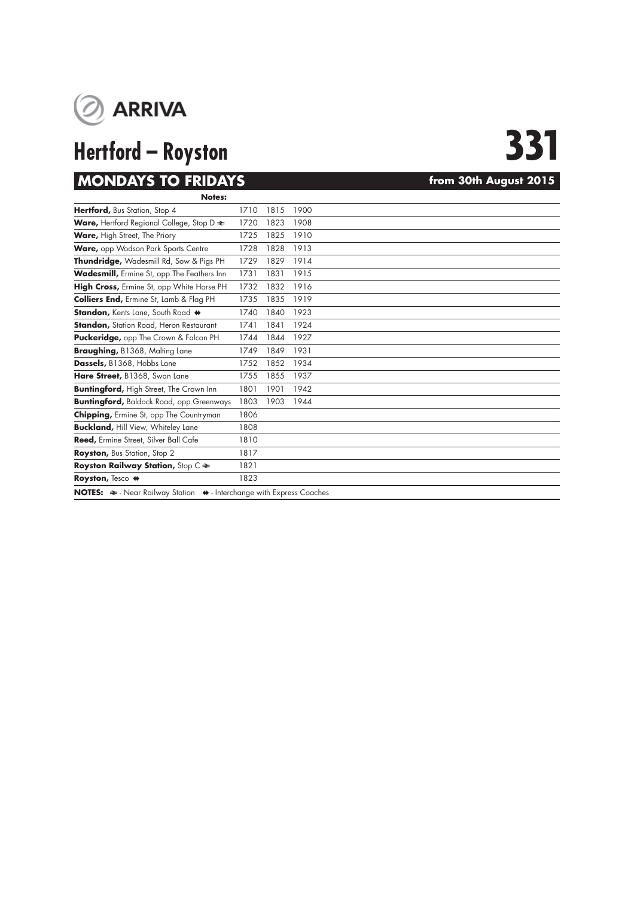ARRIVA

# Hertford – Royston

# 331

## MONDAYS TO FRIDAYS — from 30th August 2015

| Notes: | | | |
|---|---|---|---|
| **Hertford,** Bus Station, Stop 4 | 1710 | 1815 | 1900 |
| **Ware,** Hertford Regional College, Stop D ≹ | 1720 | 1823 | 1908 |
| **Ware,** High Street, The Priory | 1725 | 1825 | 1910 |
| **Ware,** opp Wodson Park Sports Centre | 1728 | 1828 | 1913 |
| **Thundridge,** Wadesmill Rd, Sow & Pigs PH | 1729 | 1829 | 1914 |
| **Wadesmill,** Ermine St, opp The Feathers Inn | 1731 | 1831 | 1915 |
| **High Cross,** Ermine St, opp White Horse PH | 1732 | 1832 | 1916 |
| **Colliers End,** Ermine St, Lamb & Flag PH | 1735 | 1835 | 1919 |
| **Standon,** Kents Lane, South Road ⇹ | 1740 | 1840 | 1923 |
| **Standon,** Station Road, Heron Restaurant | 1741 | 1841 | 1924 |
| **Puckeridge,** opp The Crown & Falcon PH | 1744 | 1844 | 1927 |
| **Braughing,** B1368, Malting Lane | 1749 | 1849 | 1931 |
| **Dassels,** B1368, Hobbs Lane | 1752 | 1852 | 1934 |
| **Hare Street,** B1368, Swan Lane | 1755 | 1855 | 1937 |
| **Buntingford,** High Street, The Crown Inn | 1801 | 1901 | 1942 |
| **Buntingford,** Baldock Road, opp Greenways | 1803 | 1903 | 1944 |
| **Chipping,** Ermine St, opp The Countryman | 1806 | | |
| **Buckland,** Hill View, Whiteley Lane | 1808 | | |
| **Reed,** Ermine Street, Silver Ball Cafe | 1810 | | |
| **Royston,** Bus Station, Stop 2 | 1817 | | |
| **Royston Railway Station,** Stop C ≹ | 1821 | | |
| **Royston,** Tesco ⇹ | 1823 | | |

**NOTES:** ≹ - Near Railway Station ⇹ - Interchange with Express Coaches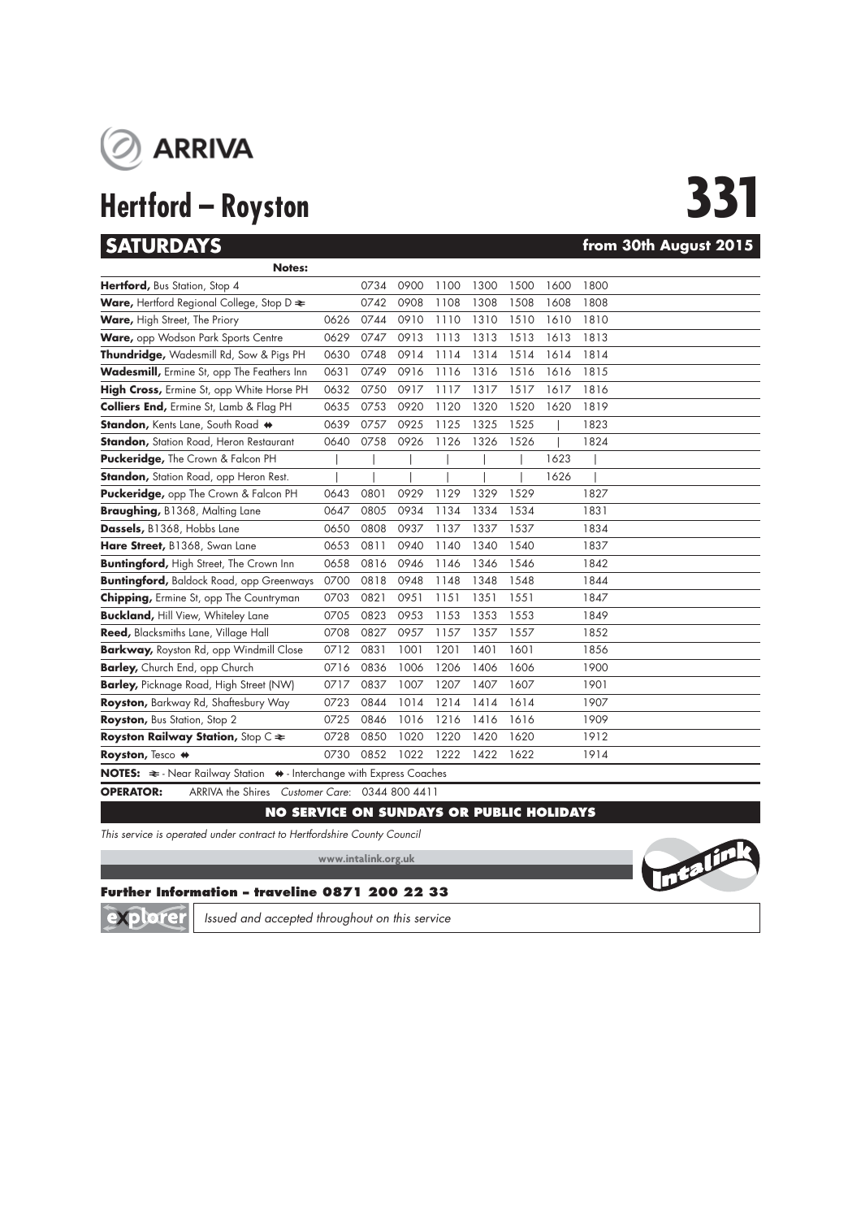ARRIVA

# Hertford – Royston **331**

## SATURDAYS from 30th August 2015

| Notes: | | | | | | | | |
|---|---|---|---|---|---|---|---|---|
| **Hertford,** Bus Station, Stop 4 | | 0734 | 0900 | 1100 | 1300 | 1500 | 1600 | 1800 |
| **Ware,** Hertford Regional College, Stop D ≹ | | 0742 | 0908 | 1108 | 1308 | 1508 | 1608 | 1808 |
| **Ware,** High Street, The Priory | 0626 | 0744 | 0910 | 1110 | 1310 | 1510 | 1610 | 1810 |
| **Ware,** opp Wodson Park Sports Centre | 0629 | 0747 | 0913 | 1113 | 1313 | 1513 | 1613 | 1813 |
| **Thundridge,** Wadesmill Rd, Sow & Pigs PH | 0630 | 0748 | 0914 | 1114 | 1314 | 1514 | 1614 | 1814 |
| **Wadesmill,** Ermine St, opp The Feathers Inn | 0631 | 0749 | 0916 | 1116 | 1316 | 1516 | 1616 | 1815 |
| **High Cross,** Ermine St, opp White Horse PH | 0632 | 0750 | 0917 | 1117 | 1317 | 1517 | 1617 | 1816 |
| **Colliers End,** Ermine St, Lamb & Flag PH | 0635 | 0753 | 0920 | 1120 | 1320 | 1520 | 1620 | 1819 |
| **Standon,** Kents Lane, South Road ⇼ | 0639 | 0757 | 0925 | 1125 | 1325 | 1525 | \| | 1823 |
| **Standon,** Station Road, Heron Restaurant | 0640 | 0758 | 0926 | 1126 | 1326 | 1526 | \| | 1824 |
| **Puckeridge,** The Crown & Falcon PH | \| | \| | \| | \| | \| | \| | 1623 | \| |
| **Standon,** Station Road, opp Heron Rest. | \| | \| | \| | \| | \| | \| | 1626 | \| |
| **Puckeridge,** opp The Crown & Falcon PH | 0643 | 0801 | 0929 | 1129 | 1329 | 1529 | | 1827 |
| **Braughing,** B1368, Malting Lane | 0647 | 0805 | 0934 | 1134 | 1334 | 1534 | | 1831 |
| **Dassels,** B1368, Hobbs Lane | 0650 | 0808 | 0937 | 1137 | 1337 | 1537 | | 1834 |
| **Hare Street,** B1368, Swan Lane | 0653 | 0811 | 0940 | 1140 | 1340 | 1540 | | 1837 |
| **Buntingford,** High Street, The Crown Inn | 0658 | 0816 | 0946 | 1146 | 1346 | 1546 | | 1842 |
| **Buntingford,** Baldock Road, opp Greenways | 0700 | 0818 | 0948 | 1148 | 1348 | 1548 | | 1844 |
| **Chipping,** Ermine St, opp The Countryman | 0703 | 0821 | 0951 | 1151 | 1351 | 1551 | | 1847 |
| **Buckland,** Hill View, Whiteley Lane | 0705 | 0823 | 0953 | 1153 | 1353 | 1553 | | 1849 |
| **Reed,** Blacksmiths Lane, Village Hall | 0708 | 0827 | 0957 | 1157 | 1357 | 1557 | | 1852 |
| **Barkway,** Royston Rd, opp Windmill Close | 0712 | 0831 | 1001 | 1201 | 1401 | 1601 | | 1856 |
| **Barley,** Church End, opp Church | 0716 | 0836 | 1006 | 1206 | 1406 | 1606 | | 1900 |
| **Barley,** Picknage Road, High Street (NW) | 0717 | 0837 | 1007 | 1207 | 1407 | 1607 | | 1901 |
| **Royston,** Barkway Rd, Shaftesbury Way | 0723 | 0844 | 1014 | 1214 | 1414 | 1614 | | 1907 |
| **Royston,** Bus Station, Stop 2 | 0725 | 0846 | 1016 | 1216 | 1416 | 1616 | | 1909 |
| **Royston Railway Station,** Stop C ≹ | 0728 | 0850 | 1020 | 1220 | 1420 | 1620 | | 1912 |
| **Royston,** Tesco ⇼ | 0730 | 0852 | 1022 | 1222 | 1422 | 1622 | | 1914 |

**NOTES:** ≹ - Near Railway Station ⇼ - Interchange with Express Coaches

**OPERATOR:** ARRIVA the Shires *Customer Care:* 0344 800 4411

**NO SERVICE ON SUNDAYS OR PUBLIC HOLIDAYS**

*This service is operated under contract to Hertfordshire County Council*

www.intalink.org.uk

Intalink

**Further Information – traveline 0871 200 22 33**

explorer *Issued and accepted throughout on this service*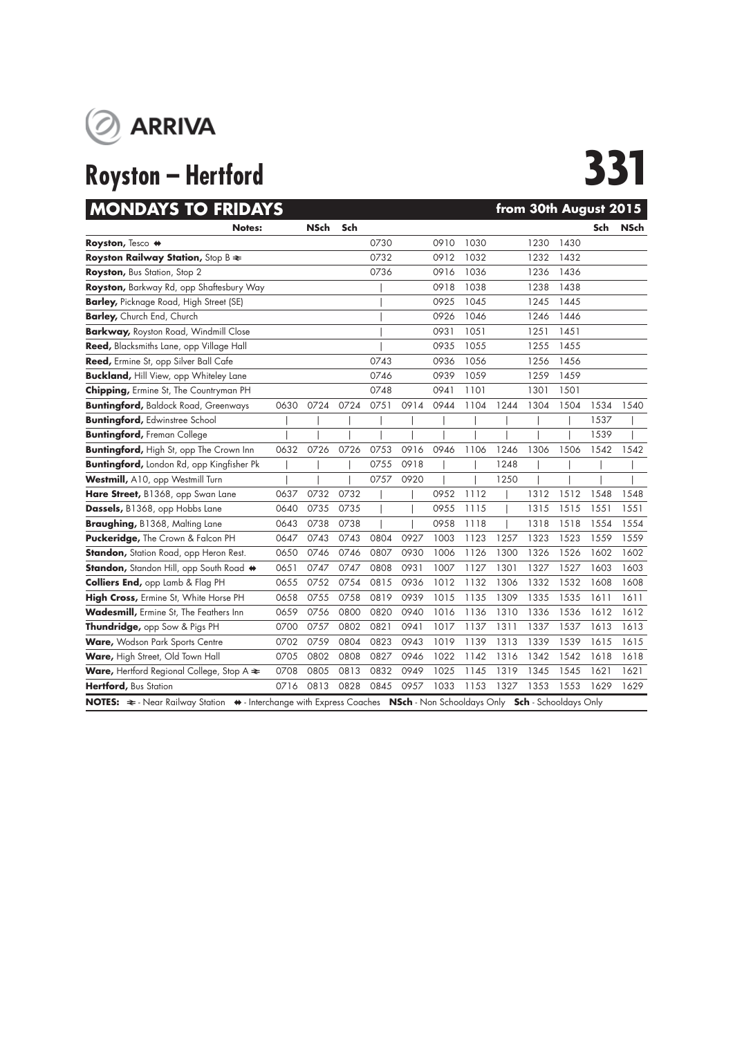ARRIVA

# Royston – Hertford

# 331

## MONDAYS TO FRIDAYS — from 30th August 2015

| Notes: | | NSch | Sch | | | | | | | | Sch | NSch |
|---|---|---|---|---|---|---|---|---|---|---|---|---|
| **Royston,** Tesco ⇹ | | | | 0730 | | 0910 | 1030 | | 1230 | 1430 | | |
| **Royston Railway Station,** Stop B ⇌ | | | | 0732 | | 0912 | 1032 | | 1232 | 1432 | | |
| **Royston,** Bus Station, Stop 2 | | | | 0736 | | 0916 | 1036 | | 1236 | 1436 | | |
| **Royston,** Barkway Rd, opp Shaftesbury Way | | | | \| | | 0918 | 1038 | | 1238 | 1438 | | |
| **Barley,** Picknage Road, High Street (SE) | | | | \| | | 0925 | 1045 | | 1245 | 1445 | | |
| **Barley,** Church End, Church | | | | \| | | 0926 | 1046 | | 1246 | 1446 | | |
| **Barkway,** Royston Road, Windmill Close | | | | \| | | 0931 | 1051 | | 1251 | 1451 | | |
| **Reed,** Blacksmiths Lane, opp Village Hall | | | | \| | | 0935 | 1055 | | 1255 | 1455 | | |
| **Reed,** Ermine St, opp Silver Ball Cafe | | | | 0743 | | 0936 | 1056 | | 1256 | 1456 | | |
| **Buckland,** Hill View, opp Whiteley Lane | | | | 0746 | | 0939 | 1059 | | 1259 | 1459 | | |
| **Chipping,** Ermine St, The Countryman PH | | | | 0748 | | 0941 | 1101 | | 1301 | 1501 | | |
| **Buntingford,** Baldock Road, Greenways | 0630 | 0724 | 0724 | 0751 | 0914 | 0944 | 1104 | 1244 | 1304 | 1504 | 1534 | 1540 |
| **Buntingford,** Edwinstree School | \| | \| | \| | \| | \| | \| | \| | \| | \| | \| | 1537 | \| |
| **Buntingford,** Freman College | \| | \| | \| | \| | \| | \| | \| | \| | \| | \| | 1539 | \| |
| **Buntingford,** High St, opp The Crown Inn | 0632 | 0726 | 0726 | 0753 | 0916 | 0946 | 1106 | 1246 | 1306 | 1506 | 1542 | 1542 |
| **Buntingford,** London Rd, opp Kingfisher Pk | \| | \| | \| | 0755 | 0918 | \| | \| | 1248 | \| | \| | \| | \| |
| **Westmill,** A10, opp Westmill Turn | \| | \| | \| | 0757 | 0920 | \| | \| | 1250 | \| | \| | \| | \| |
| **Hare Street,** B1368, opp Swan Lane | 0637 | 0732 | 0732 | \| | \| | 0952 | 1112 | \| | 1312 | 1512 | 1548 | 1548 |
| **Dassels,** B1368, opp Hobbs Lane | 0640 | 0735 | 0735 | \| | \| | 0955 | 1115 | \| | 1315 | 1515 | 1551 | 1551 |
| **Braughing,** B1368, Malting Lane | 0643 | 0738 | 0738 | \| | \| | 0958 | 1118 | \| | 1318 | 1518 | 1554 | 1554 |
| **Puckeridge,** The Crown & Falcon PH | 0647 | 0743 | 0743 | 0804 | 0927 | 1003 | 1123 | 1257 | 1323 | 1523 | 1559 | 1559 |
| **Standon,** Station Road, opp Heron Rest. | 0650 | 0746 | 0746 | 0807 | 0930 | 1006 | 1126 | 1300 | 1326 | 1526 | 1602 | 1602 |
| **Standon,** Standon Hill, opp South Road ⇹ | 0651 | 0747 | 0747 | 0808 | 0931 | 1007 | 1127 | 1301 | 1327 | 1527 | 1603 | 1603 |
| **Colliers End,** opp Lamb & Flag PH | 0655 | 0752 | 0754 | 0815 | 0936 | 1012 | 1132 | 1306 | 1332 | 1532 | 1608 | 1608 |
| **High Cross,** Ermine St, White Horse PH | 0658 | 0755 | 0758 | 0819 | 0939 | 1015 | 1135 | 1309 | 1335 | 1535 | 1611 | 1611 |
| **Wadesmill,** Ermine St, The Feathers Inn | 0659 | 0756 | 0800 | 0820 | 0940 | 1016 | 1136 | 1310 | 1336 | 1536 | 1612 | 1612 |
| **Thundridge,** opp Sow & Pigs PH | 0700 | 0757 | 0802 | 0821 | 0941 | 1017 | 1137 | 1311 | 1337 | 1537 | 1613 | 1613 |
| **Ware,** Wodson Park Sports Centre | 0702 | 0759 | 0804 | 0823 | 0943 | 1019 | 1139 | 1313 | 1339 | 1539 | 1615 | 1615 |
| **Ware,** High Street, Old Town Hall | 0705 | 0802 | 0808 | 0827 | 0946 | 1022 | 1142 | 1316 | 1342 | 1542 | 1618 | 1618 |
| **Ware,** Hertford Regional College, Stop A ⇌ | 0708 | 0805 | 0813 | 0832 | 0949 | 1025 | 1145 | 1319 | 1345 | 1545 | 1621 | 1621 |
| **Hertford,** Bus Station | 0716 | 0813 | 0828 | 0845 | 0957 | 1033 | 1153 | 1327 | 1353 | 1553 | 1629 | 1629 |

**NOTES:** ⇌ - Near Railway Station ⇹ - Interchange with Express Coaches **NSch** - Non Schooldays Only **Sch** - Schooldays Only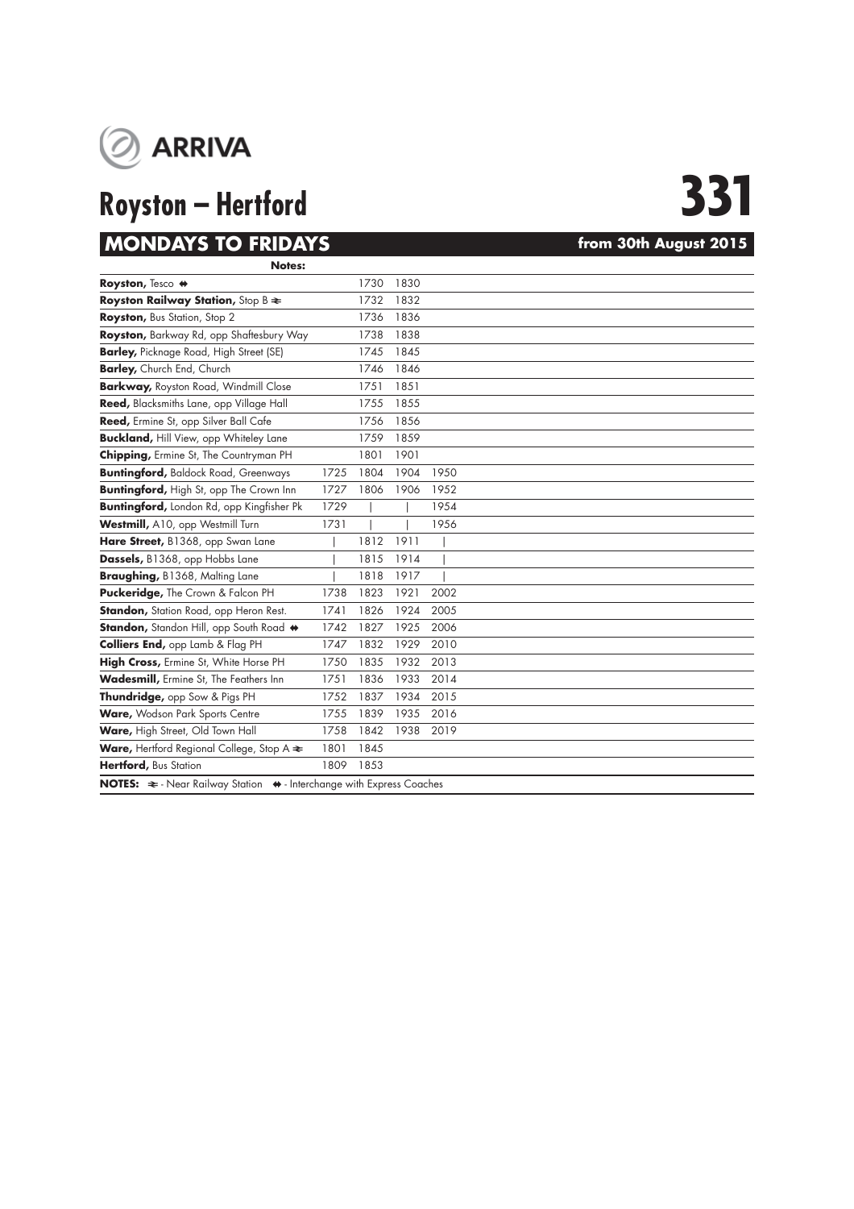ARRIVA

# Royston – Hertford

# 331

## MONDAYS TO FRIDAYS

**from 30th August 2015**

| Notes: | | | | |
|---|---|---|---|---|
| **Royston,** Tesco ⇼ | | 1730 | 1830 | |
| **Royston Railway Station,** Stop B ≷ | | 1732 | 1832 | |
| **Royston,** Bus Station, Stop 2 | | 1736 | 1836 | |
| **Royston,** Barkway Rd, opp Shaftesbury Way | | 1738 | 1838 | |
| **Barley,** Picknage Road, High Street (SE) | | 1745 | 1845 | |
| **Barley,** Church End, Church | | 1746 | 1846 | |
| **Barkway,** Royston Road, Windmill Close | | 1751 | 1851 | |
| **Reed,** Blacksmiths Lane, opp Village Hall | | 1755 | 1855 | |
| **Reed,** Ermine St, opp Silver Ball Cafe | | 1756 | 1856 | |
| **Buckland,** Hill View, opp Whiteley Lane | | 1759 | 1859 | |
| **Chipping,** Ermine St, The Countryman PH | | 1801 | 1901 | |
| **Buntingford,** Baldock Road, Greenways | 1725 | 1804 | 1904 | 1950 |
| **Buntingford,** High St, opp The Crown Inn | 1727 | 1806 | 1906 | 1952 |
| **Buntingford,** London Rd, opp Kingfisher Pk | 1729 | \| | \| | 1954 |
| **Westmill,** A10, opp Westmill Turn | 1731 | \| | \| | 1956 |
| **Hare Street,** B1368, opp Swan Lane | \| | 1812 | 1911 | \| |
| **Dassels,** B1368, opp Hobbs Lane | \| | 1815 | 1914 | \| |
| **Braughing,** B1368, Malting Lane | \| | 1818 | 1917 | \| |
| **Puckeridge,** The Crown & Falcon PH | 1738 | 1823 | 1921 | 2002 |
| **Standon,** Station Road, opp Heron Rest. | 1741 | 1826 | 1924 | 2005 |
| **Standon,** Standon Hill, opp South Road ⇼ | 1742 | 1827 | 1925 | 2006 |
| **Colliers End,** opp Lamb & Flag PH | 1747 | 1832 | 1929 | 2010 |
| **High Cross,** Ermine St, White Horse PH | 1750 | 1835 | 1932 | 2013 |
| **Wadesmill,** Ermine St, The Feathers Inn | 1751 | 1836 | 1933 | 2014 |
| **Thundridge,** opp Sow & Pigs PH | 1752 | 1837 | 1934 | 2015 |
| **Ware,** Wodson Park Sports Centre | 1755 | 1839 | 1935 | 2016 |
| **Ware,** High Street, Old Town Hall | 1758 | 1842 | 1938 | 2019 |
| **Ware,** Hertford Regional College, Stop A ≷ | 1801 | 1845 | | |
| **Hertford,** Bus Station | 1809 | 1853 | | |

**NOTES:** ≷ - Near Railway Station ⇼ - Interchange with Express Coaches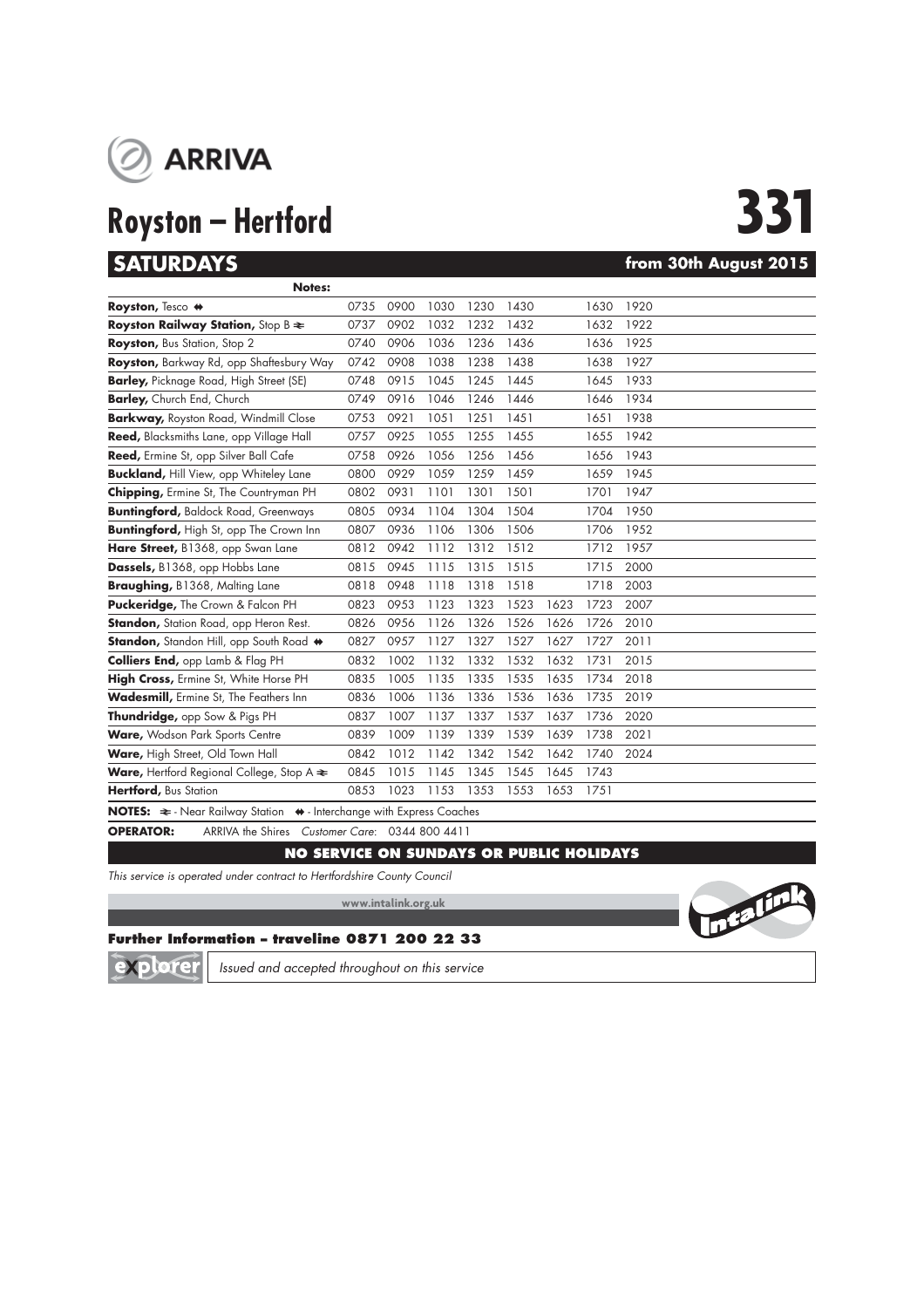ARRIVA

# Royston – Hertford

# 331

## SATURDAYS

**from 30th August 2015**

| Notes: | | | | | | | | |
|---|---|---|---|---|---|---|---|---|
| **Royston,** Tesco ⇹ | 0735 | 0900 | 1030 | 1230 | 1430 | | 1630 | 1920 |
| **Royston Railway Station,** Stop B ⇌ | 0737 | 0902 | 1032 | 1232 | 1432 | | 1632 | 1922 |
| **Royston,** Bus Station, Stop 2 | 0740 | 0906 | 1036 | 1236 | 1436 | | 1636 | 1925 |
| **Royston,** Barkway Rd, opp Shaftesbury Way | 0742 | 0908 | 1038 | 1238 | 1438 | | 1638 | 1927 |
| **Barley,** Picknage Road, High Street (SE) | 0748 | 0915 | 1045 | 1245 | 1445 | | 1645 | 1933 |
| **Barley,** Church End, Church | 0749 | 0916 | 1046 | 1246 | 1446 | | 1646 | 1934 |
| **Barkway,** Royston Road, Windmill Close | 0753 | 0921 | 1051 | 1251 | 1451 | | 1651 | 1938 |
| **Reed,** Blacksmiths Lane, opp Village Hall | 0757 | 0925 | 1055 | 1255 | 1455 | | 1655 | 1942 |
| **Reed,** Ermine St, opp Silver Ball Cafe | 0758 | 0926 | 1056 | 1256 | 1456 | | 1656 | 1943 |
| **Buckland,** Hill View, opp Whiteley Lane | 0800 | 0929 | 1059 | 1259 | 1459 | | 1659 | 1945 |
| **Chipping,** Ermine St, The Countryman PH | 0802 | 0931 | 1101 | 1301 | 1501 | | 1701 | 1947 |
| **Buntingford,** Baldock Road, Greenways | 0805 | 0934 | 1104 | 1304 | 1504 | | 1704 | 1950 |
| **Buntingford,** High St, opp The Crown Inn | 0807 | 0936 | 1106 | 1306 | 1506 | | 1706 | 1952 |
| **Hare Street,** B1368, opp Swan Lane | 0812 | 0942 | 1112 | 1312 | 1512 | | 1712 | 1957 |
| **Dassels,** B1368, opp Hobbs Lane | 0815 | 0945 | 1115 | 1315 | 1515 | | 1715 | 2000 |
| **Braughing,** B1368, Malting Lane | 0818 | 0948 | 1118 | 1318 | 1518 | | 1718 | 2003 |
| **Puckeridge,** The Crown & Falcon PH | 0823 | 0953 | 1123 | 1323 | 1523 | 1623 | 1723 | 2007 |
| **Standon,** Station Road, opp Heron Rest. | 0826 | 0956 | 1126 | 1326 | 1526 | 1626 | 1726 | 2010 |
| **Standon,** Standon Hill, opp South Road ⇹ | 0827 | 0957 | 1127 | 1327 | 1527 | 1627 | 1727 | 2011 |
| **Colliers End,** opp Lamb & Flag PH | 0832 | 1002 | 1132 | 1332 | 1532 | 1632 | 1731 | 2015 |
| **High Cross,** Ermine St, White Horse PH | 0835 | 1005 | 1135 | 1335 | 1535 | 1635 | 1734 | 2018 |
| **Wadesmill,** Ermine St, The Feathers Inn | 0836 | 1006 | 1136 | 1336 | 1536 | 1636 | 1735 | 2019 |
| **Thundridge,** opp Sow & Pigs PH | 0837 | 1007 | 1137 | 1337 | 1537 | 1637 | 1736 | 2020 |
| **Ware,** Wodson Park Sports Centre | 0839 | 1009 | 1139 | 1339 | 1539 | 1639 | 1738 | 2021 |
| **Ware,** High Street, Old Town Hall | 0842 | 1012 | 1142 | 1342 | 1542 | 1642 | 1740 | 2024 |
| **Ware,** Hertford Regional College, Stop A ⇌ | 0845 | 1015 | 1145 | 1345 | 1545 | 1645 | 1743 | |
| **Hertford,** Bus Station | 0853 | 1023 | 1153 | 1353 | 1553 | 1653 | 1751 | |

**NOTES:** ⇌ - Near Railway Station ⇹ - Interchange with Express Coaches

**OPERATOR:** ARRIVA the Shires *Customer Care*: 0344 800 4411

**NO SERVICE ON SUNDAYS OR PUBLIC HOLIDAYS**

*This service is operated under contract to Hertfordshire County Council*

www.intalink.org.uk

Intalink

**Further Information – traveline 0871 200 22 33**

explorer *Issued and accepted throughout on this service*